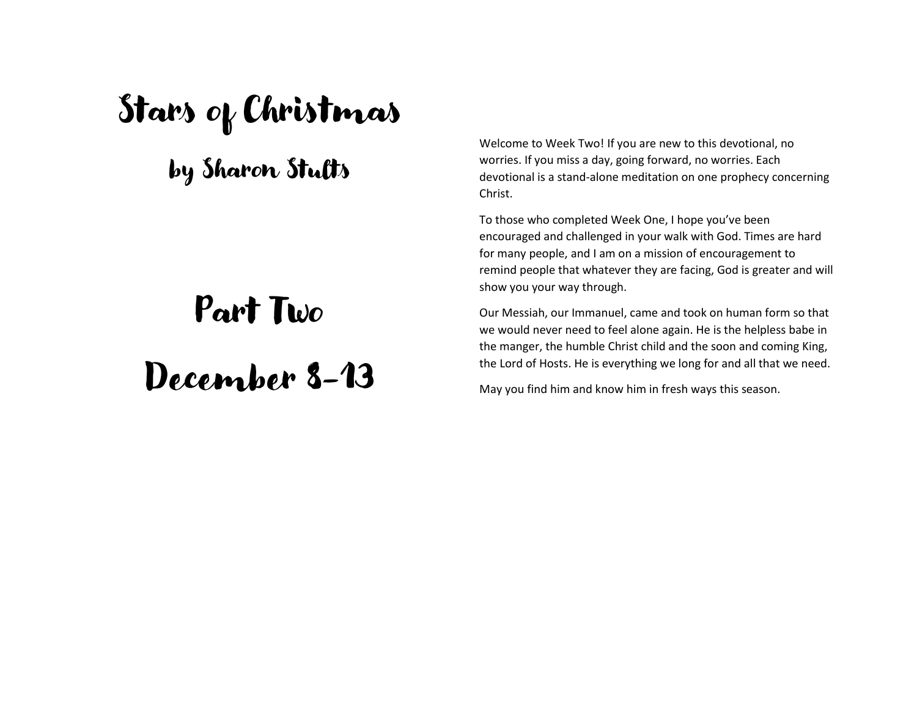# Stars of Christmas

## by Sharon Stults

# Part Two

# December 8-13

Welcome to Week Two! If you are new to this devotional, no worries. If you miss a day, going forward, no worries. Each devotional is a stand-alone meditation on one prophecy concerning Christ.

To those who completed Week One, I hope you've been encouraged and challenged in your walk with God. Times are hard for many people, and I am on a mission of encouragement to remind people that whatever they are facing, God is greater and will show you your way through.

Our Messiah, our Immanuel, came and took on human form so that we would never need to feel alone again. He is the helpless babe in the manger, the humble Christ child and the soon and coming King, the Lord of Hosts. He is everything we long for and all that we need.

May you find him and know him in fresh ways this season.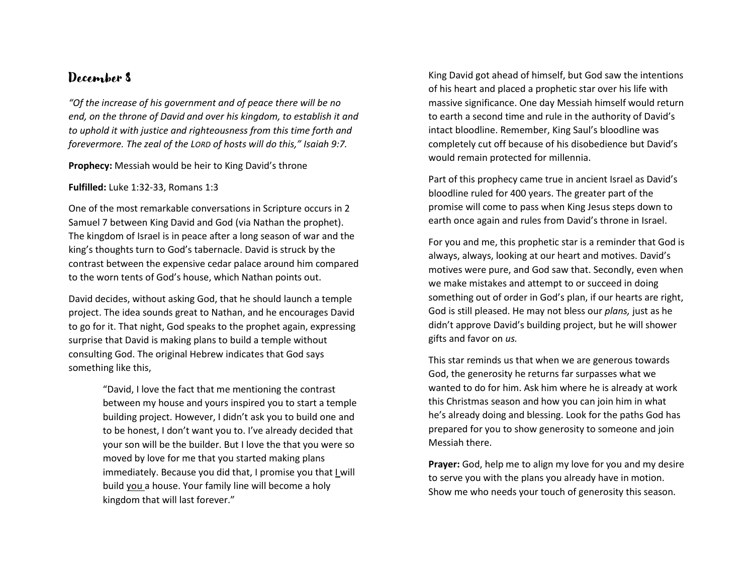## December 8

*"Of the increase of his government and of peace there will be no end, on the throne of David and over his kingdom, to establish it and to uphold it with justice and righteousness from this time forth and forevermore. The zeal of the LORD of hosts will do this," Isaiah 9:7.*

**Prophecy:** Messiah would be heir to King David's throne

**Fulfilled:** Luke 1:32-33, Romans 1:3

One of the most remarkable conversations in Scripture occurs in 2 Samuel 7 between King David and God (via Nathan the prophet). The kingdom of Israel is in peace after a long season of war and the king's thoughts turn to God's tabernacle. David is struck by the contrast between the expensive cedar palace around him compared to the worn tents of God's house, which Nathan points out.

David decides, without asking God, that he should launch a temple project. The idea sounds great to Nathan, and he encourages David to go for it. That night, God speaks to the prophet again, expressing surprise that David is making plans to build a temple without consulting God. The original Hebrew indicates that God says something like this,

> "David, I love the fact that me mentioning the contrast between my house and yours inspired you to start a temple building project. However, I didn't ask you to build one and to be honest, I don't want you to. I've already decided that your son will be the builder. But I love the that you were so moved by love for me that you started making plans immediately. Because you did that, I promise you that <u>I</u> will build <u>you</u> a house. Your family line will become a holy kingdom that will last forever."

King David got ahead of himself, but God saw the intentions of his heart and placed a prophetic star over his life with massive significance. One day Messiah himself would return to earth a second time and rule in the authority of David's intact bloodline. Remember, King Saul's bloodline was completely cut off because of his disobedience but David's would remain protected for millennia.

Part of this prophecy came true in ancient Israel as David's bloodline ruled for 400 years. The greater part of the promise will come to pass when King Jesus steps down to earth once again and rules from David's throne in Israel.

For you and me, this prophetic star is a reminder that God is always, always, looking at our heart and motives. David's motives were pure, and God saw that. Secondly, even when we make mistakes and attempt to or succeed in doing something out of order in God's plan, if our hearts are right, God is still pleased. He may not bless our *plans,* just as he didn't approve David's building project, but he will shower gifts and favor on *us.*

This star reminds us that when we are generous towards God, the generosity he returns far surpasses what we wanted to do for him. Ask him where he is already at work this Christmas season and how you can join him in what he's already doing and blessing. Look for the paths God has prepared for you to show generosity to someone and join Messiah there.

**Prayer:** God, help me to align my love for you and my desire to serve you with the plans you already have in motion. Show me who needs your touch of generosity this season.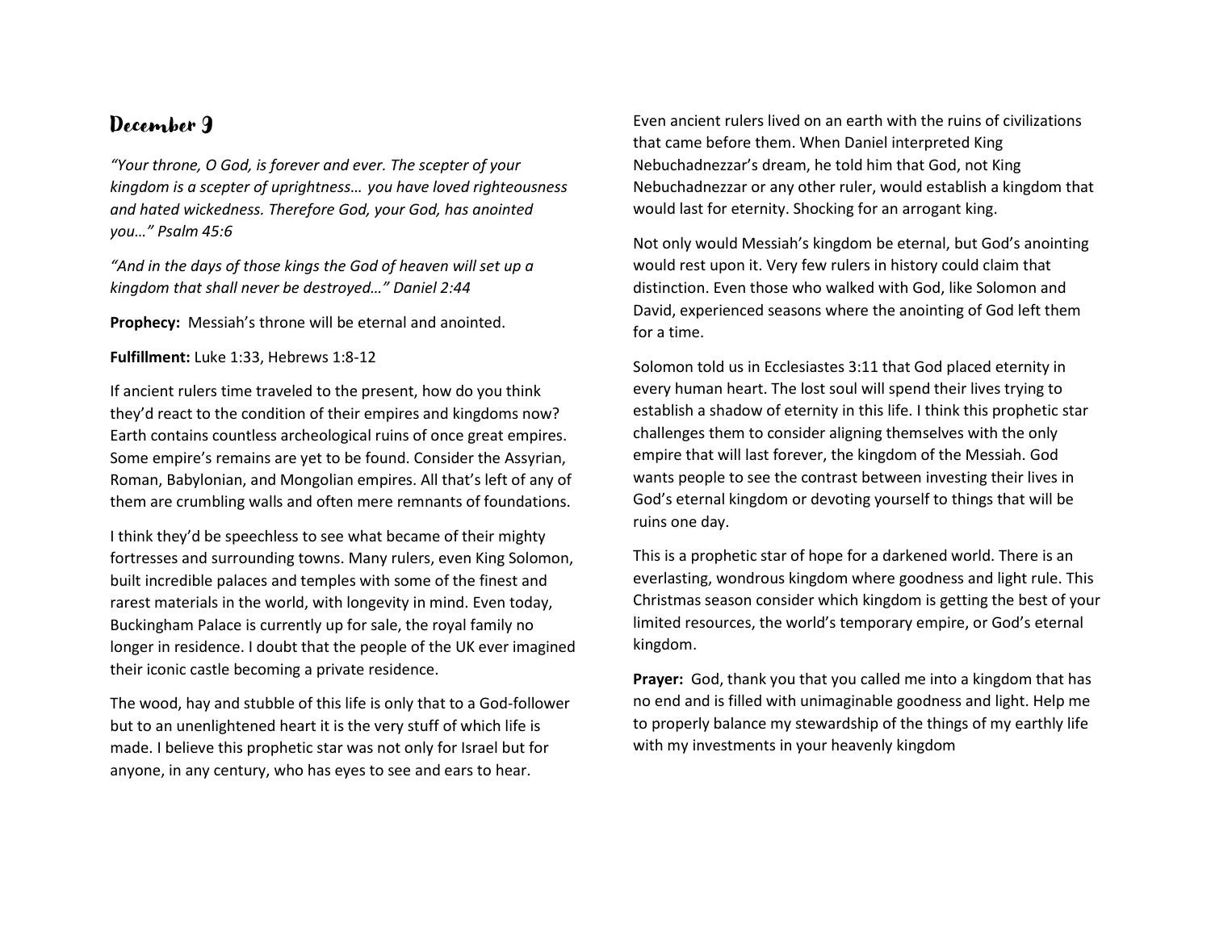# December 9

*“Your throne, O God, is forever and ever. The scepter of your kingdom is a scepter of uprightness… you have loved righteousness and hated wickedness. Therefore God, your God, has anointed you…” Psalm 45:6*

*“And in the days of those kings the God of heaven will set up a kingdom that shall never be destroyed…” Daniel 2:44*

**Prophecy:** Messiah’s throne will be eternal and anointed.

**Fulfillment:** Luke 1:33, Hebrews 1:8-12

If ancient rulers time traveled to the present, how do you think they’d react to the condition of their empires and kingdoms now? Earth contains countless archeological ruins of once great empires. Some empire’s remains are yet to be found. Consider the Assyrian, Roman, Babylonian, and Mongolian empires. All that’s left of any of them are crumbling walls and often mere remnants of foundations.

I think they’d be speechless to see what became of their mighty fortresses and surrounding towns. Many rulers, even King Solomon, built incredible palaces and temples with some of the finest and rarest materials in the world, with longevity in mind. Even today, Buckingham Palace is currently up for sale, the royal family no longer in residence. I doubt that the people of the UK ever imagined their iconic castle becoming a private residence.

The wood, hay and stubble of this life is only that to a God-follower but to an unenlightened heart it is the very stuff of which life is made. I believe this prophetic star was not only for Israel but for anyone, in any century, who has eyes to see and ears to hear.

Even ancient rulers lived on an earth with the ruins of civilizations that came before them. When Daniel interpreted King Nebuchadnezzar’s dream, he told him that God, not King Nebuchadnezzar or any other ruler, would establish a kingdom that would last for eternity. Shocking for an arrogant king.

Not only would Messiah’s kingdom be eternal, but God’s anointing would rest upon it. Very few rulers in history could claim that distinction. Even those who walked with God, like Solomon and David, experienced seasons where the anointing of God left them for a time.

Solomon told us in Ecclesiastes 3:11 that God placed eternity in every human heart. The lost soul will spend their lives trying to establish a shadow of eternity in this life. I think this prophetic star challenges them to consider aligning themselves with the only empire that will last forever, the kingdom of the Messiah. God wants people to see the contrast between investing their lives in God’s eternal kingdom or devoting yourself to things that will be ruins one day.

This is a prophetic star of hope for a darkened world. There is an everlasting, wondrous kingdom where goodness and light rule. This Christmas season consider which kingdom is getting the best of your limited resources, the world’s temporary empire, or God’s eternal kingdom.

**Prayer:** God, thank you that you called me into a kingdom that has no end and is filled with unimaginable goodness and light. Help me to properly balance my stewardship of the things of my earthly life with my investments in your heavenly kingdom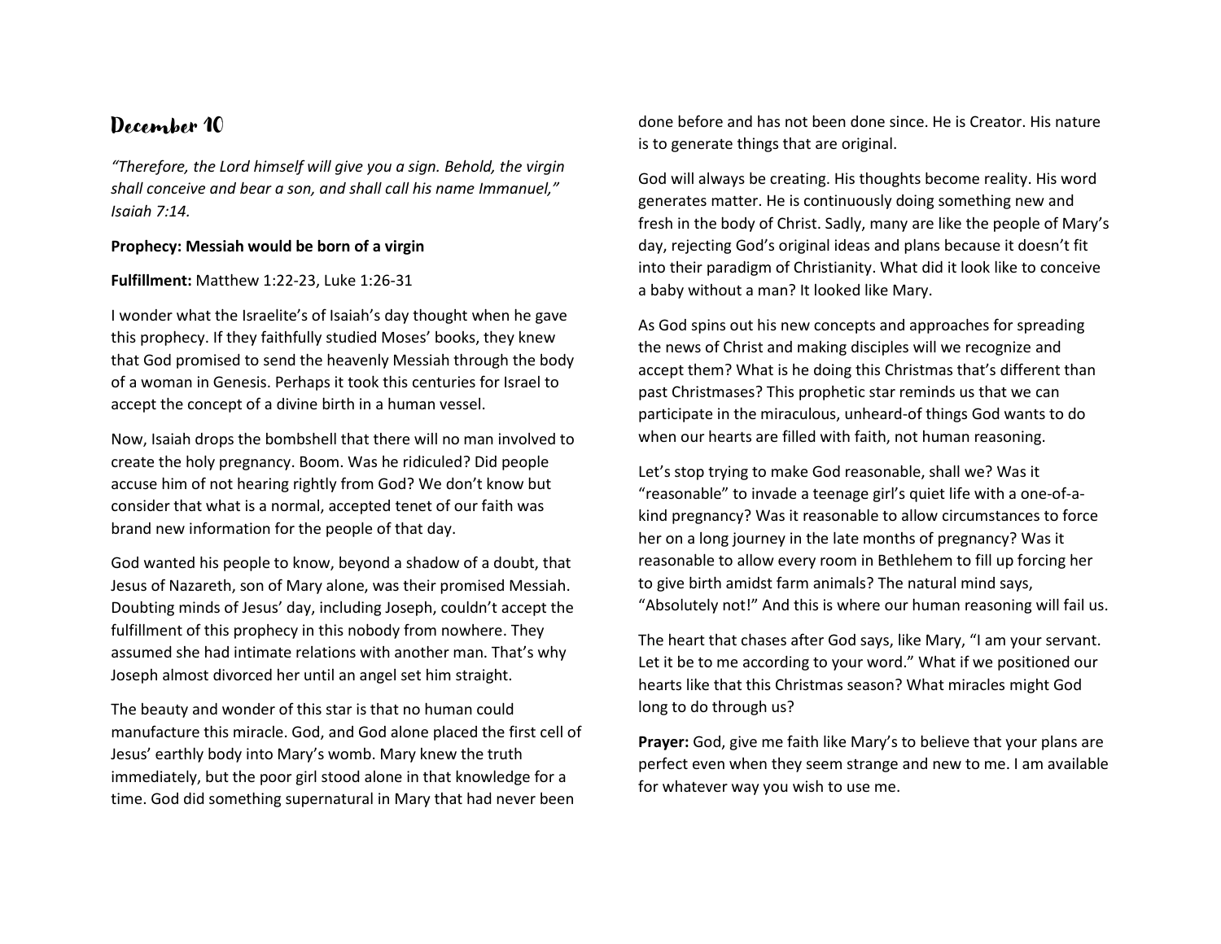## December 10

*"Therefore, the Lord himself will give you a sign. Behold, the virgin shall conceive and bear a son, and shall call his name Immanuel," Isaiah 7:14.*

**Prophecy: Messiah would be born of a virgin**

**Fulfillment:** Matthew 1:22-23, Luke 1:26-31

I wonder what the Israelite's of Isaiah's day thought when he gave this prophecy. If they faithfully studied Moses' books, they knew that God promised to send the heavenly Messiah through the body of a woman in Genesis. Perhaps it took this centuries for Israel to accept the concept of a divine birth in a human vessel.

Now, Isaiah drops the bombshell that there will no man involved to create the holy pregnancy. Boom. Was he ridiculed? Did people accuse him of not hearing rightly from God? We don't know but consider that what is a normal, accepted tenet of our faith was brand new information for the people of that day.

God wanted his people to know, beyond a shadow of a doubt, that Jesus of Nazareth, son of Mary alone, was their promised Messiah. Doubting minds of Jesus' day, including Joseph, couldn't accept the fulfillment of this prophecy in this nobody from nowhere. They assumed she had intimate relations with another man. That's why Joseph almost divorced her until an angel set him straight.

The beauty and wonder of this star is that no human could manufacture this miracle. God, and God alone placed the first cell of Jesus' earthly body into Mary's womb. Mary knew the truth immediately, but the poor girl stood alone in that knowledge for a time. God did something supernatural in Mary that had never been done before and has not been done since. He is Creator. His nature is to generate things that are original.

God will always be creating. His thoughts become reality. His word generates matter. He is continuously doing something new and fresh in the body of Christ. Sadly, many are like the people of Mary's day, rejecting God's original ideas and plans because it doesn't fit into their paradigm of Christianity. What did it look like to conceive a baby without a man? It looked like Mary.

As God spins out his new concepts and approaches for spreading the news of Christ and making disciples will we recognize and accept them? What is he doing this Christmas that's different than past Christmases? This prophetic star reminds us that we can participate in the miraculous, unheard-of things God wants to do when our hearts are filled with faith, not human reasoning.

Let's stop trying to make God reasonable, shall we? Was it "reasonable" to invade a teenage girl's quiet life with a one-of-a-kind pregnancy? Was it reasonable to allow circumstances to force her on a long journey in the late months of pregnancy? Was it reasonable to allow every room in Bethlehem to fill up forcing her to give birth amidst farm animals? The natural mind says, "Absolutely not!" And this is where our human reasoning will fail us.

The heart that chases after God says, like Mary, "I am your servant. Let it be to me according to your word." What if we positioned our hearts like that this Christmas season? What miracles might God long to do through us?

**Prayer:** God, give me faith like Mary's to believe that your plans are perfect even when they seem strange and new to me. I am available for whatever way you wish to use me.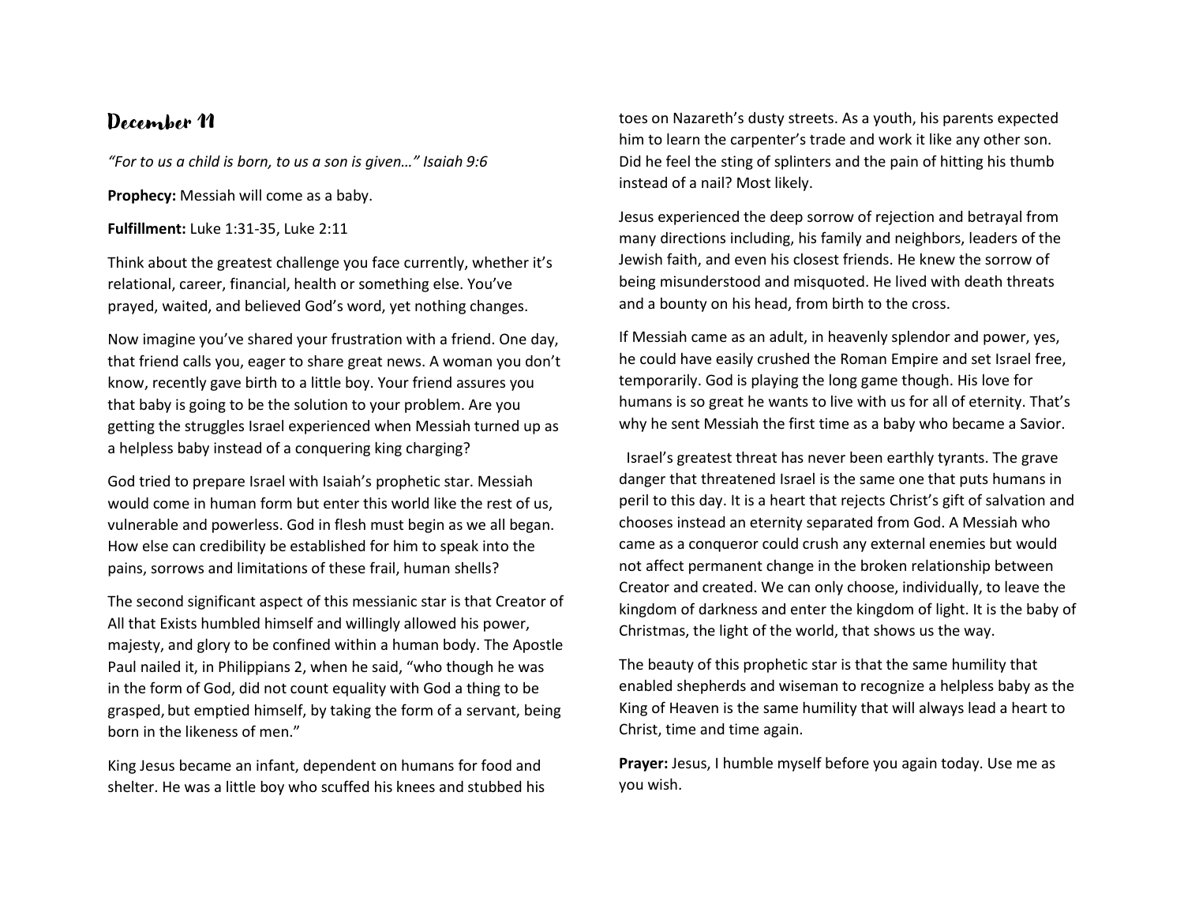## December 11

*"For to us a child is born, to us a son is given…" Isaiah 9:6*

**Prophecy:** Messiah will come as a baby.

**Fulfillment:** Luke 1:31-35, Luke 2:11

Think about the greatest challenge you face currently, whether it's relational, career, financial, health or something else. You've prayed, waited, and believed God's word, yet nothing changes.

Now imagine you've shared your frustration with a friend. One day, that friend calls you, eager to share great news. A woman you don't know, recently gave birth to a little boy. Your friend assures you that baby is going to be the solution to your problem. Are you getting the struggles Israel experienced when Messiah turned up as a helpless baby instead of a conquering king charging?

God tried to prepare Israel with Isaiah's prophetic star. Messiah would come in human form but enter this world like the rest of us, vulnerable and powerless. God in flesh must begin as we all began. How else can credibility be established for him to speak into the pains, sorrows and limitations of these frail, human shells?

The second significant aspect of this messianic star is that Creator of All that Exists humbled himself and willingly allowed his power, majesty, and glory to be confined within a human body. The Apostle Paul nailed it, in Philippians 2, when he said, "who though he was in the form of God, did not count equality with God a thing to be grasped, but emptied himself, by taking the form of a servant, being born in the likeness of men."

King Jesus became an infant, dependent on humans for food and shelter. He was a little boy who scuffed his knees and stubbed his toes on Nazareth's dusty streets. As a youth, his parents expected him to learn the carpenter's trade and work it like any other son. Did he feel the sting of splinters and the pain of hitting his thumb instead of a nail? Most likely.

Jesus experienced the deep sorrow of rejection and betrayal from many directions including, his family and neighbors, leaders of the Jewish faith, and even his closest friends. He knew the sorrow of being misunderstood and misquoted. He lived with death threats and a bounty on his head, from birth to the cross.

If Messiah came as an adult, in heavenly splendor and power, yes, he could have easily crushed the Roman Empire and set Israel free, temporarily. God is playing the long game though. His love for humans is so great he wants to live with us for all of eternity. That's why he sent Messiah the first time as a baby who became a Savior.

Israel's greatest threat has never been earthly tyrants. The grave danger that threatened Israel is the same one that puts humans in peril to this day. It is a heart that rejects Christ's gift of salvation and chooses instead an eternity separated from God. A Messiah who came as a conqueror could crush any external enemies but would not affect permanent change in the broken relationship between Creator and created. We can only choose, individually, to leave the kingdom of darkness and enter the kingdom of light. It is the baby of Christmas, the light of the world, that shows us the way.

The beauty of this prophetic star is that the same humility that enabled shepherds and wiseman to recognize a helpless baby as the King of Heaven is the same humility that will always lead a heart to Christ, time and time again.

**Prayer:** Jesus, I humble myself before you again today. Use me as you wish.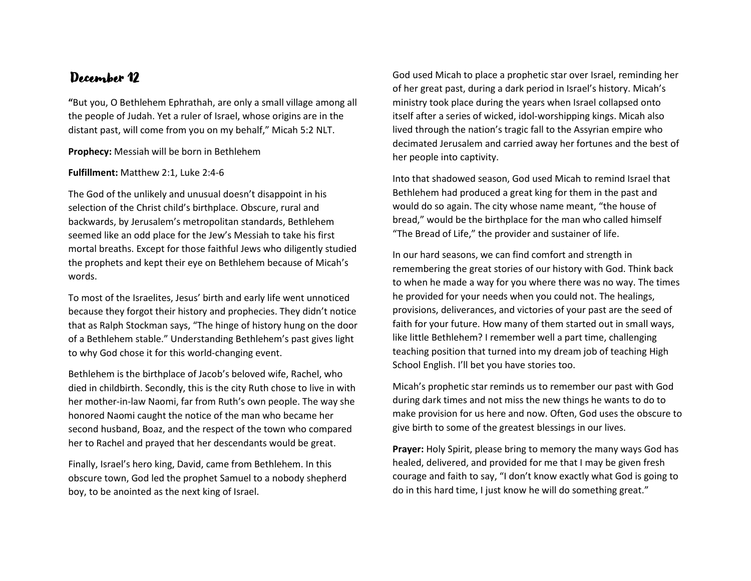# December 12

**"**But you, O Bethlehem Ephrathah, are only a small village among all the people of Judah. Yet a ruler of Israel, whose origins are in the distant past, will come from you on my behalf," Micah 5:2 NLT.

**Prophecy:** Messiah will be born in Bethlehem

**Fulfillment:** Matthew 2:1, Luke 2:4-6

The God of the unlikely and unusual doesn't disappoint in his selection of the Christ child's birthplace. Obscure, rural and backwards, by Jerusalem's metropolitan standards, Bethlehem seemed like an odd place for the Jew's Messiah to take his first mortal breaths. Except for those faithful Jews who diligently studied the prophets and kept their eye on Bethlehem because of Micah's words.

To most of the Israelites, Jesus' birth and early life went unnoticed because they forgot their history and prophecies. They didn't notice that as Ralph Stockman says, "The hinge of history hung on the door of a Bethlehem stable." Understanding Bethlehem's past gives light to why God chose it for this world-changing event.

Bethlehem is the birthplace of Jacob's beloved wife, Rachel, who died in childbirth. Secondly, this is the city Ruth chose to live in with her mother-in-law Naomi, far from Ruth's own people. The way she honored Naomi caught the notice of the man who became her second husband, Boaz, and the respect of the town who compared her to Rachel and prayed that her descendants would be great.

Finally, Israel's hero king, David, came from Bethlehem. In this obscure town, God led the prophet Samuel to a nobody shepherd boy, to be anointed as the next king of Israel.

God used Micah to place a prophetic star over Israel, reminding her of her great past, during a dark period in Israel's history. Micah's ministry took place during the years when Israel collapsed onto itself after a series of wicked, idol-worshipping kings. Micah also lived through the nation's tragic fall to the Assyrian empire who decimated Jerusalem and carried away her fortunes and the best of her people into captivity.

Into that shadowed season, God used Micah to remind Israel that Bethlehem had produced a great king for them in the past and would do so again. The city whose name meant, "the house of bread," would be the birthplace for the man who called himself "The Bread of Life," the provider and sustainer of life.

In our hard seasons, we can find comfort and strength in remembering the great stories of our history with God. Think back to when he made a way for you where there was no way. The times he provided for your needs when you could not. The healings, provisions, deliverances, and victories of your past are the seed of faith for your future. How many of them started out in small ways, like little Bethlehem? I remember well a part time, challenging teaching position that turned into my dream job of teaching High School English. I'll bet you have stories too.

Micah's prophetic star reminds us to remember our past with God during dark times and not miss the new things he wants to do to make provision for us here and now. Often, God uses the obscure to give birth to some of the greatest blessings in our lives.

**Prayer:** Holy Spirit, please bring to memory the many ways God has healed, delivered, and provided for me that I may be given fresh courage and faith to say, "I don't know exactly what God is going to do in this hard time, I just know he will do something great."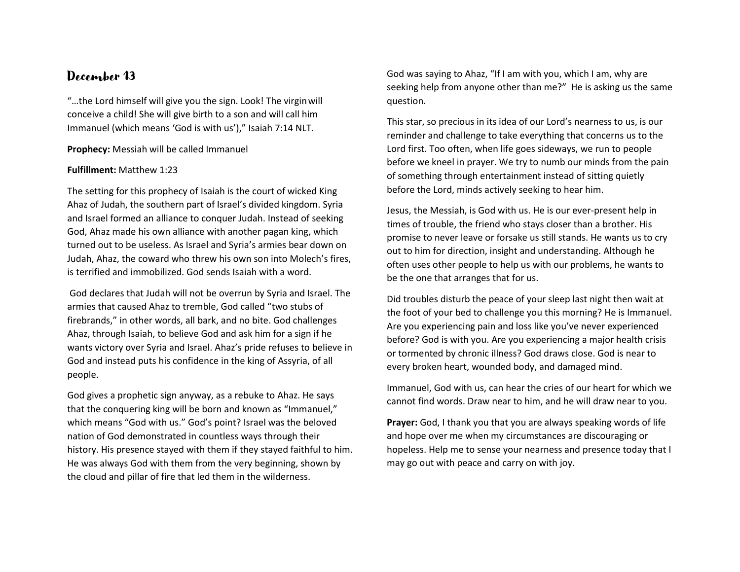## December 13

"…the Lord himself will give you the sign. Look! The virgin will conceive a child! She will give birth to a son and will call him Immanuel (which means 'God is with us')," Isaiah 7:14 NLT.

**Prophecy:** Messiah will be called Immanuel

**Fulfillment:** Matthew 1:23

The setting for this prophecy of Isaiah is the court of wicked King Ahaz of Judah, the southern part of Israel's divided kingdom. Syria and Israel formed an alliance to conquer Judah. Instead of seeking God, Ahaz made his own alliance with another pagan king, which turned out to be useless. As Israel and Syria's armies bear down on Judah, Ahaz, the coward who threw his own son into Molech's fires, is terrified and immobilized. God sends Isaiah with a word.

God declares that Judah will not be overrun by Syria and Israel. The armies that caused Ahaz to tremble, God called "two stubs of firebrands," in other words, all bark, and no bite. God challenges Ahaz, through Isaiah, to believe God and ask him for a sign if he wants victory over Syria and Israel. Ahaz's pride refuses to believe in God and instead puts his confidence in the king of Assyria, of all people.

God gives a prophetic sign anyway, as a rebuke to Ahaz. He says that the conquering king will be born and known as "Immanuel," which means "God with us." God's point? Israel was the beloved nation of God demonstrated in countless ways through their history. His presence stayed with them if they stayed faithful to him. He was always God with them from the very beginning, shown by the cloud and pillar of fire that led them in the wilderness.

God was saying to Ahaz, "If I am with you, which I am, why are seeking help from anyone other than me?" He is asking us the same question.

This star, so precious in its idea of our Lord's nearness to us, is our reminder and challenge to take everything that concerns us to the Lord first. Too often, when life goes sideways, we run to people before we kneel in prayer. We try to numb our minds from the pain of something through entertainment instead of sitting quietly before the Lord, minds actively seeking to hear him.

Jesus, the Messiah, is God with us. He is our ever-present help in times of trouble, the friend who stays closer than a brother. His promise to never leave or forsake us still stands. He wants us to cry out to him for direction, insight and understanding. Although he often uses other people to help us with our problems, he wants to be the one that arranges that for us.

Did troubles disturb the peace of your sleep last night then wait at the foot of your bed to challenge you this morning? He is Immanuel. Are you experiencing pain and loss like you've never experienced before? God is with you. Are you experiencing a major health crisis or tormented by chronic illness? God draws close. God is near to every broken heart, wounded body, and damaged mind.

Immanuel, God with us, can hear the cries of our heart for which we cannot find words. Draw near to him, and he will draw near to you.

**Prayer:** God, I thank you that you are always speaking words of life and hope over me when my circumstances are discouraging or hopeless. Help me to sense your nearness and presence today that I may go out with peace and carry on with joy.